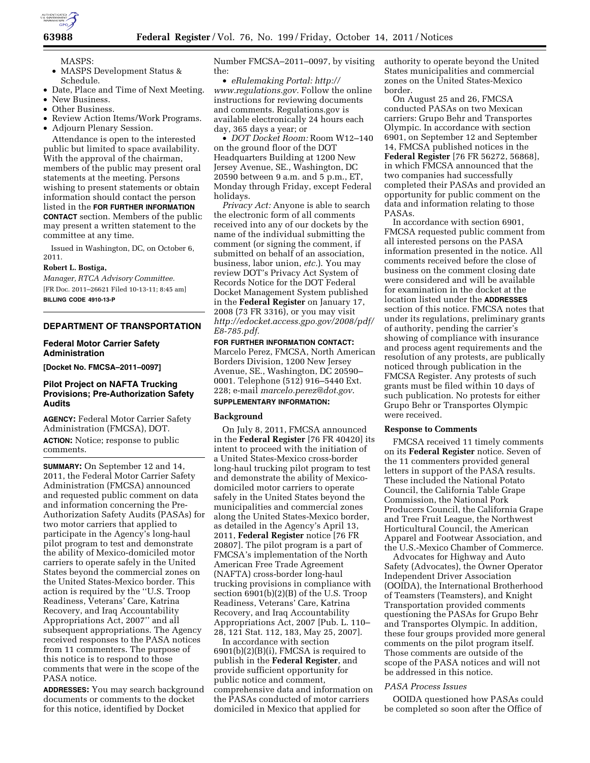MASPS:

- MASPS Development Status & Schedule.
- Date, Place and Time of Next Meeting.
- New Business.
- Other Business.
- Review Action Items/Work Programs.
- Adjourn Plenary Session.

Attendance is open to the interested public but limited to space availability. With the approval of the chairman, members of the public may present oral statements at the meeting. Persons wishing to present statements or obtain information should contact the person listed in the **FOR FURTHER INFORMATION CONTACT** section. Members of the public may present a written statement to the committee at any time.

Issued in Washington, DC, on October 6, 2011.

**Robert L. Bostiga,**

*Manager, RTCA Advisory Committee.*

[FR Doc. 2011–26621 Filed 10-13-11; 8:45 am]

**BILLING CODE 4910-13-P**

## DEPARTMENT OF TRANSPORTATION

### Federal Motor Carrier Safety Administration

**[Docket No. FMCSA–2011–0097]**

### Pilot Project on NAFTA Trucking Provisions; Pre-Authorization Safety Audits

**AGENCY:** Federal Motor Carrier Safety Administration (FMCSA), DOT.

**ACTION:** Notice; response to public comments.

**SUMMARY:** On September 12 and 14, 2011, the Federal Motor Carrier Safety Administration (FMCSA) announced and requested public comment on data and information concerning the Pre-Authorization Safety Audits (PASAs) for two motor carriers that applied to participate in the Agency's long-haul pilot program to test and demonstrate the ability of Mexico-domiciled motor carriers to operate safely in the United States beyond the commercial zones on the United States-Mexico border. This action is required by the ''U.S. Troop Readiness, Veterans' Care, Katrina Recovery, and Iraq Accountability Appropriations Act, 2007'' and all subsequent appropriations. The Agency received responses to the PASA notices from 11 commenters. The purpose of this notice is to respond to those comments that were in the scope of the PASA notice.

**ADDRESSES:** You may search background documents or comments to the docket for this notice, identified by Docket Number FMCSA–2011–0097, by visiting the:

- *eRulemaking Portal: http://www.regulations.gov.* Follow the online instructions for reviewing documents and comments. Regulations.gov is available electronically 24 hours each day, 365 days a year; or
- *DOT Docket Room:* Room W12–140 on the ground floor of the DOT Headquarters Building at 1200 New Jersey Avenue, SE., Washington, DC 20590 between 9 a.m. and 5 p.m., ET, Monday through Friday, except Federal holidays.

*Privacy Act:* Anyone is able to search the electronic form of all comments received into any of our dockets by the name of the individual submitting the comment (or signing the comment, if submitted on behalf of an association, business, labor union, *etc.*). You may review DOT's Privacy Act System of Records Notice for the DOT Federal Docket Management System published in the **Federal Register** on January 17, 2008 (73 FR 3316), or you may visit *http://edocket.access.gpo.gov/2008/pdf/E8-785.pdf.*

**FOR FURTHER INFORMATION CONTACT:** Marcelo Perez, FMCSA, North American Borders Division, 1200 New Jersey Avenue, SE., Washington, DC 20590–0001. Telephone (512) 916–5440 Ext. 228; e-mail *marcelo.perez@dot.gov.*

**SUPPLEMENTARY INFORMATION:**

#### Background

On July 8, 2011, FMCSA announced in the **Federal Register** [76 FR 40420] its intent to proceed with the initiation of a United States-Mexico cross-border long-haul trucking pilot program to test and demonstrate the ability of Mexico-domiciled motor carriers to operate safely in the United States beyond the municipalities and commercial zones along the United States-Mexico border, as detailed in the Agency's April 13, 2011, **Federal Register** notice [76 FR 20807]. The pilot program is a part of FMCSA's implementation of the North American Free Trade Agreement (NAFTA) cross-border long-haul trucking provisions in compliance with section 6901(b)(2)(B) of the U.S. Troop Readiness, Veterans' Care, Katrina Recovery, and Iraq Accountability Appropriations Act, 2007 [Pub. L. 110–28, 121 Stat. 112, 183, May 25, 2007].

In accordance with section 6901(b)(2)(B)(i), FMCSA is required to publish in the **Federal Register**, and provide sufficient opportunity for public notice and comment, comprehensive data and information on the PASAs conducted of motor carriers domiciled in Mexico that applied for authority to operate beyond the United States municipalities and commercial zones on the United States-Mexico border.

On August 25 and 26, FMCSA conducted PASAs on two Mexican carriers: Grupo Behr and Transportes Olympic. In accordance with section 6901, on September 12 and September 14, FMCSA published notices in the **Federal Register** [76 FR 56272, 56868], in which FMCSA announced that the two companies had successfully completed their PASAs and provided an opportunity for public comment on the data and information relating to those PASAs.

In accordance with section 6901, FMCSA requested public comment from all interested persons on the PASA information presented in the notice. All comments received before the close of business on the comment closing date were considered and will be available for examination in the docket at the location listed under the **ADDRESSES** section of this notice. FMCSA notes that under its regulations, preliminary grants of authority, pending the carrier's showing of compliance with insurance and process agent requirements and the resolution of any protests, are publically noticed through publication in the FMCSA Register. Any protests of such grants must be filed within 10 days of such publication. No protests for either Grupo Behr or Transportes Olympic were received.

#### Response to Comments

FMCSA received 11 timely comments on its **Federal Register** notice. Seven of the 11 commenters provided general letters in support of the PASA results. These included the National Potato Council, the California Table Grape Commission, the National Pork Producers Council, the California Grape and Tree Fruit League, the Northwest Horticultural Council, the American Apparel and Footwear Association, and the U.S.-Mexico Chamber of Commerce.

Advocates for Highway and Auto Safety (Advocates), the Owner Operator Independent Driver Association (OOIDA), the International Brotherhood of Teamsters (Teamsters), and Knight Transportation provided comments questioning the PASAs for Grupo Behr and Transportes Olympic. In addition, these four groups provided more general comments on the pilot program itself. Those comments are outside of the scope of the PASA notices and will not be addressed in this notice.

*PASA Process Issues*

OOIDA questioned how PASAs could be completed so soon after the Office of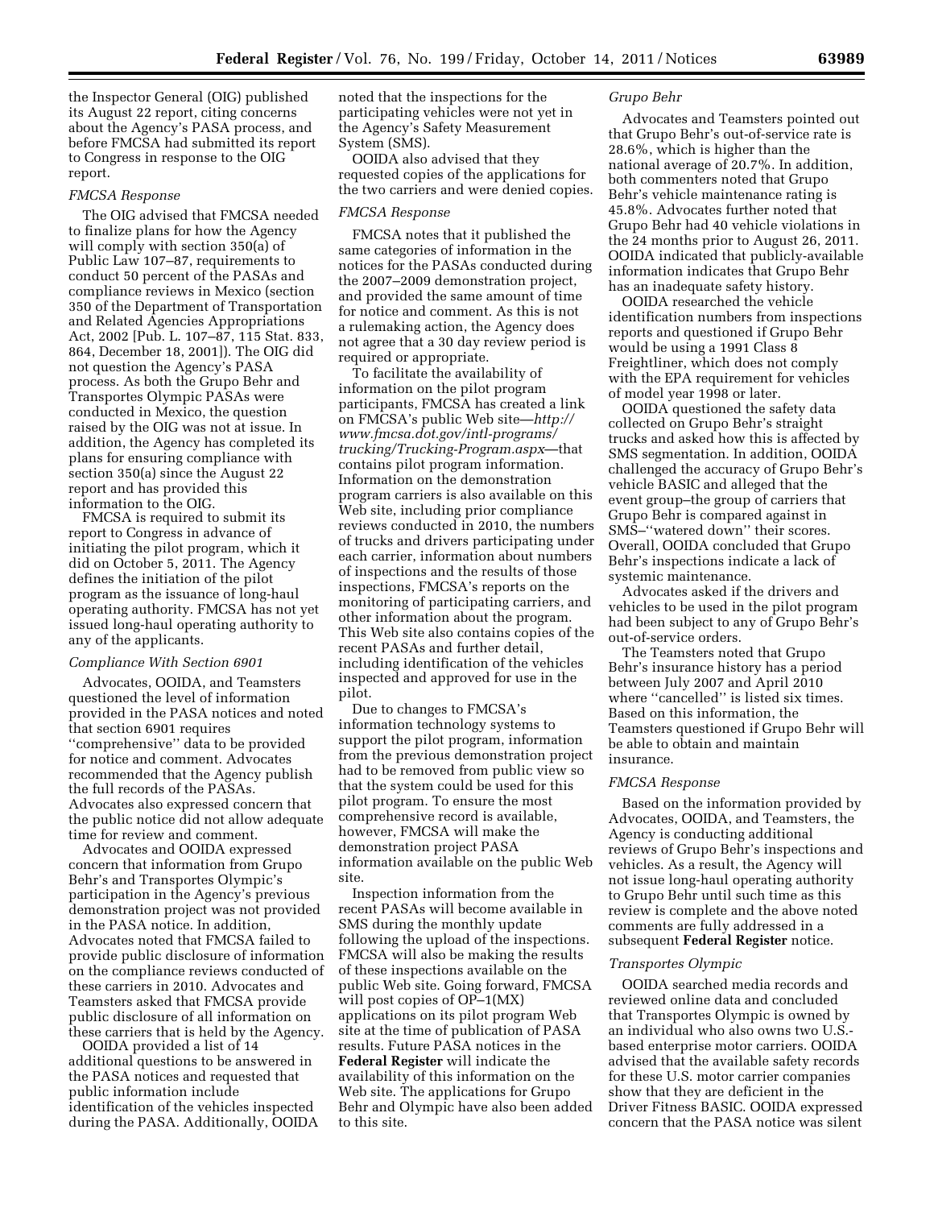the Inspector General (OIG) published its August 22 report, citing concerns about the Agency's PASA process, and before FMCSA had submitted its report to Congress in response to the OIG report.

*FMCSA Response*

The OIG advised that FMCSA needed to finalize plans for how the Agency will comply with section 350(a) of Public Law 107–87, requirements to conduct 50 percent of the PASAs and compliance reviews in Mexico (section 350 of the Department of Transportation and Related Agencies Appropriations Act, 2002 [Pub. L. 107–87, 115 Stat. 833, 864, December 18, 2001]). The OIG did not question the Agency's PASA process. As both the Grupo Behr and Transportes Olympic PASAs were conducted in Mexico, the question raised by the OIG was not at issue. In addition, the Agency has completed its plans for ensuring compliance with section 350(a) since the August 22 report and has provided this information to the OIG.

FMCSA is required to submit its report to Congress in advance of initiating the pilot program, which it did on October 5, 2011. The Agency defines the initiation of the pilot program as the issuance of long-haul operating authority. FMCSA has not yet issued long-haul operating authority to any of the applicants.

*Compliance With Section 6901*

Advocates, OOIDA, and Teamsters questioned the level of information provided in the PASA notices and noted that section 6901 requires ''comprehensive'' data to be provided for notice and comment. Advocates recommended that the Agency publish the full records of the PASAs. Advocates also expressed concern that the public notice did not allow adequate time for review and comment.

Advocates and OOIDA expressed concern that information from Grupo Behr's and Transportes Olympic's participation in the Agency's previous demonstration project was not provided in the PASA notice. In addition, Advocates noted that FMCSA failed to provide public disclosure of information on the compliance reviews conducted of these carriers in 2010. Advocates and Teamsters asked that FMCSA provide public disclosure of all information on these carriers that is held by the Agency.

OOIDA provided a list of 14 additional questions to be answered in the PASA notices and requested that public information include identification of the vehicles inspected during the PASA. Additionally, OOIDA noted that the inspections for the participating vehicles were not yet in the Agency's Safety Measurement System (SMS).

OOIDA also advised that they requested copies of the applications for the two carriers and were denied copies.

*FMCSA Response*

FMCSA notes that it published the same categories of information in the notices for the PASAs conducted during the 2007–2009 demonstration project, and provided the same amount of time for notice and comment. As this is not a rulemaking action, the Agency does not agree that a 30 day review period is required or appropriate.

To facilitate the availability of information on the pilot program participants, FMCSA has created a link on FMCSA's public Web site—*http://www.fmcsa.dot.gov/intl-programs/trucking/Trucking-Program.aspx*—that contains pilot program information. Information on the demonstration program carriers is also available on this Web site, including prior compliance reviews conducted in 2010, the numbers of trucks and drivers participating under each carrier, information about numbers of inspections and the results of those inspections, FMCSA's reports on the monitoring of participating carriers, and other information about the program. This Web site also contains copies of the recent PASAs and further detail, including identification of the vehicles inspected and approved for use in the pilot.

Due to changes to FMCSA's information technology systems to support the pilot program, information from the previous demonstration project had to be removed from public view so that the system could be used for this pilot program. To ensure the most comprehensive record is available, however, FMCSA will make the demonstration project PASA information available on the public Web site.

Inspection information from the recent PASAs will become available in SMS during the monthly update following the upload of the inspections. FMCSA will also be making the results of these inspections available on the public Web site. Going forward, FMCSA will post copies of OP–1(MX) applications on its pilot program Web site at the time of publication of PASA results. Future PASA notices in the **Federal Register** will indicate the availability of this information on the Web site. The applications for Grupo Behr and Olympic have also been added to this site.

*Grupo Behr*

Advocates and Teamsters pointed out that Grupo Behr's out-of-service rate is 28.6%, which is higher than the national average of 20.7%. In addition, both commenters noted that Grupo Behr's vehicle maintenance rating is 45.8%. Advocates further noted that Grupo Behr had 40 vehicle violations in the 24 months prior to August 26, 2011. OOIDA indicated that publicly-available information indicates that Grupo Behr has an inadequate safety history.

OOIDA researched the vehicle identification numbers from inspections reports and questioned if Grupo Behr would be using a 1991 Class 8 Freightliner, which does not comply with the EPA requirement for vehicles of model year 1998 or later.

OOIDA questioned the safety data collected on Grupo Behr's straight trucks and asked how this is affected by SMS segmentation. In addition, OOIDA challenged the accuracy of Grupo Behr's vehicle BASIC and alleged that the event group–the group of carriers that Grupo Behr is compared against in SMS–''watered down'' their scores. Overall, OOIDA concluded that Grupo Behr's inspections indicate a lack of systemic maintenance.

Advocates asked if the drivers and vehicles to be used in the pilot program had been subject to any of Grupo Behr's out-of-service orders.

The Teamsters noted that Grupo Behr's insurance history has a period between July 2007 and April 2010 where ''cancelled'' is listed six times. Based on this information, the Teamsters questioned if Grupo Behr will be able to obtain and maintain insurance.

*FMCSA Response*

Based on the information provided by Advocates, OOIDA, and Teamsters, the Agency is conducting additional reviews of Grupo Behr's inspections and vehicles. As a result, the Agency will not issue long-haul operating authority to Grupo Behr until such time as this review is complete and the above noted comments are fully addressed in a subsequent **Federal Register** notice.

*Transportes Olympic*

OOIDA searched media records and reviewed online data and concluded that Transportes Olympic is owned by an individual who also owns two U.S.-based enterprise motor carriers. OOIDA advised that the available safety records for these U.S. motor carrier companies show that they are deficient in the Driver Fitness BASIC. OOIDA expressed concern that the PASA notice was silent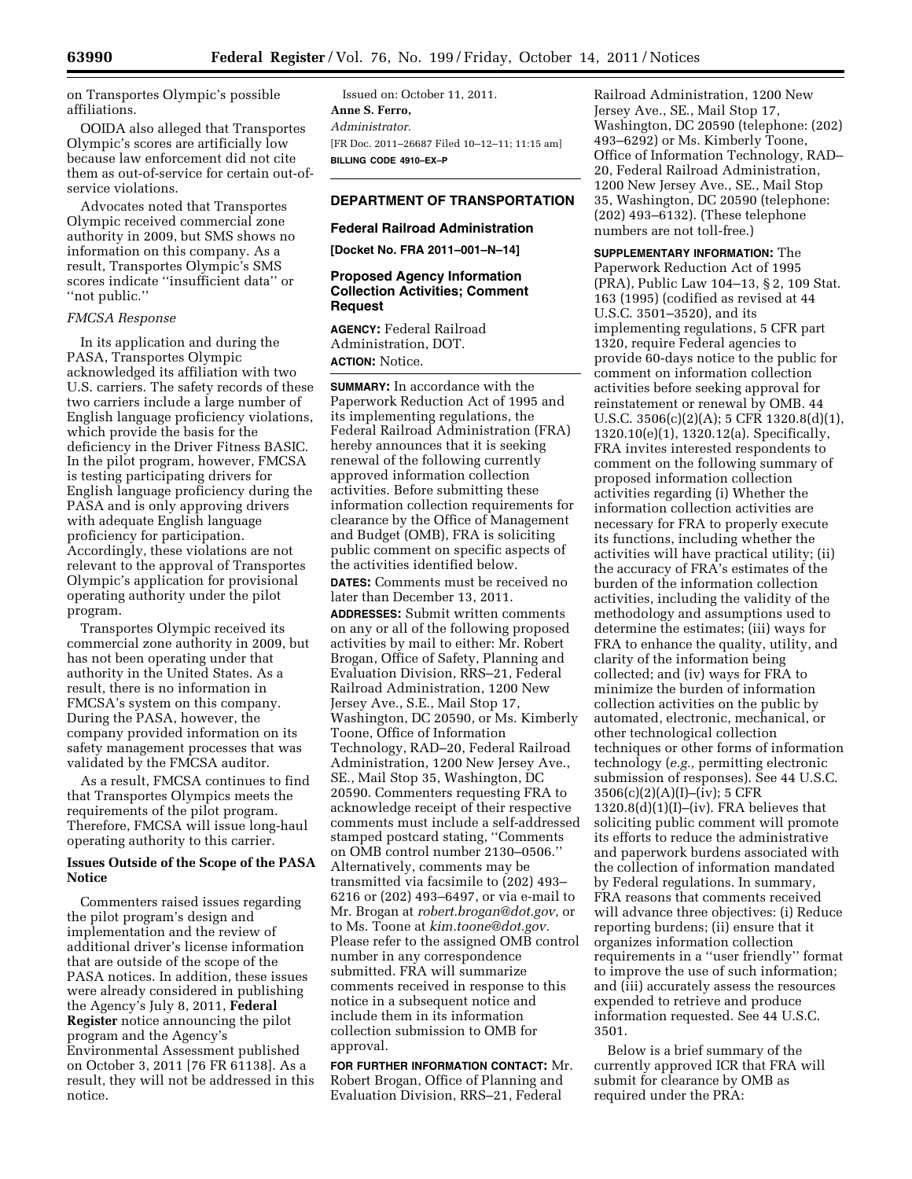on Transportes Olympic's possible affiliations.

OOIDA also alleged that Transportes Olympic's scores are artificially low because law enforcement did not cite them as out-of-service for certain out-of-service violations.

Advocates noted that Transportes Olympic received commercial zone authority in 2009, but SMS shows no information on this company. As a result, Transportes Olympic's SMS scores indicate ''insufficient data'' or ''not public.''

*FMCSA Response*

In its application and during the PASA, Transportes Olympic acknowledged its affiliation with two U.S. carriers. The safety records of these two carriers include a large number of English language proficiency violations, which provide the basis for the deficiency in the Driver Fitness BASIC. In the pilot program, however, FMCSA is testing participating drivers for English language proficiency during the PASA and is only approving drivers with adequate English language proficiency for participation. Accordingly, these violations are not relevant to the approval of Transportes Olympic's application for provisional operating authority under the pilot program.

Transportes Olympic received its commercial zone authority in 2009, but has not been operating under that authority in the United States. As a result, there is no information in FMCSA's system on this company. During the PASA, however, the company provided information on its safety management processes that was validated by the FMCSA auditor.

As a result, FMCSA continues to find that Transportes Olympics meets the requirements of the pilot program. Therefore, FMCSA will issue long-haul operating authority to this carrier.

## Issues Outside of the Scope of the PASA Notice

Commenters raised issues regarding the pilot program's design and implementation and the review of additional driver's license information that are outside of the scope of the PASA notices. In addition, these issues were already considered in publishing the Agency's July 8, 2011, **Federal Register** notice announcing the pilot program and the Agency's Environmental Assessment published on October 3, 2011 [76 FR 61138]. As a result, they will not be addressed in this notice.

Issued on: October 11, 2011.

**Anne S. Ferro,**

*Administrator.*

[FR Doc. 2011–26687 Filed 10–12–11; 11:15 am]

**BILLING CODE 4910–EX–P**

## DEPARTMENT OF TRANSPORTATION

### Federal Railroad Administration

**[Docket No. FRA 2011–001–N–14]**

### Proposed Agency Information Collection Activities; Comment Request

**AGENCY:** Federal Railroad Administration, DOT.

**ACTION:** Notice.

**SUMMARY:** In accordance with the Paperwork Reduction Act of 1995 and its implementing regulations, the Federal Railroad Administration (FRA) hereby announces that it is seeking renewal of the following currently approved information collection activities. Before submitting these information collection requirements for clearance by the Office of Management and Budget (OMB), FRA is soliciting public comment on specific aspects of the activities identified below.

**DATES:** Comments must be received no later than December 13, 2011.

**ADDRESSES:** Submit written comments on any or all of the following proposed activities by mail to either: Mr. Robert Brogan, Office of Safety, Planning and Evaluation Division, RRS–21, Federal Railroad Administration, 1200 New Jersey Ave., S.E., Mail Stop 17, Washington, DC 20590, or Ms. Kimberly Toone, Office of Information Technology, RAD–20, Federal Railroad Administration, 1200 New Jersey Ave., SE., Mail Stop 35, Washington, DC 20590. Commenters requesting FRA to acknowledge receipt of their respective comments must include a self-addressed stamped postcard stating, ''Comments on OMB control number 2130–0506.'' Alternatively, comments may be transmitted via facsimile to (202) 493–6216 or (202) 493–6497, or via e-mail to Mr. Brogan at *robert.brogan@dot.gov,* or to Ms. Toone at *kim.toone@dot.gov.* Please refer to the assigned OMB control number in any correspondence submitted. FRA will summarize comments received in response to this notice in a subsequent notice and include them in its information collection submission to OMB for approval.

**FOR FURTHER INFORMATION CONTACT:** Mr. Robert Brogan, Office of Planning and Evaluation Division, RRS–21, Federal Railroad Administration, 1200 New Jersey Ave., SE., Mail Stop 17, Washington, DC 20590 (telephone: (202) 493–6292) or Ms. Kimberly Toone, Office of Information Technology, RAD–20, Federal Railroad Administration, 1200 New Jersey Ave., SE., Mail Stop 35, Washington, DC 20590 (telephone: (202) 493–6132). (These telephone numbers are not toll-free.)

**SUPPLEMENTARY INFORMATION:** The Paperwork Reduction Act of 1995 (PRA), Public Law 104–13, § 2, 109 Stat. 163 (1995) (codified as revised at 44 U.S.C. 3501–3520), and its implementing regulations, 5 CFR part 1320, require Federal agencies to provide 60-days notice to the public for comment on information collection activities before seeking approval for reinstatement or renewal by OMB. 44 U.S.C. 3506(c)(2)(A); 5 CFR 1320.8(d)(1), 1320.10(e)(1), 1320.12(a). Specifically, FRA invites interested respondents to comment on the following summary of proposed information collection activities regarding (i) Whether the information collection activities are necessary for FRA to properly execute its functions, including whether the activities will have practical utility; (ii) the accuracy of FRA's estimates of the burden of the information collection activities, including the validity of the methodology and assumptions used to determine the estimates; (iii) ways for FRA to enhance the quality, utility, and clarity of the information being collected; and (iv) ways for FRA to minimize the burden of information collection activities on the public by automated, electronic, mechanical, or other technological collection techniques or other forms of information technology (*e.g.,* permitting electronic submission of responses). See 44 U.S.C. 3506(c)(2)(A)(I)–(iv); 5 CFR 1320.8(d)(1)(I)–(iv). FRA believes that soliciting public comment will promote its efforts to reduce the administrative and paperwork burdens associated with the collection of information mandated by Federal regulations. In summary, FRA reasons that comments received will advance three objectives: (i) Reduce reporting burdens; (ii) ensure that it organizes information collection requirements in a ''user friendly'' format to improve the use of such information; and (iii) accurately assess the resources expended to retrieve and produce information requested. See 44 U.S.C. 3501.

Below is a brief summary of the currently approved ICR that FRA will submit for clearance by OMB as required under the PRA: